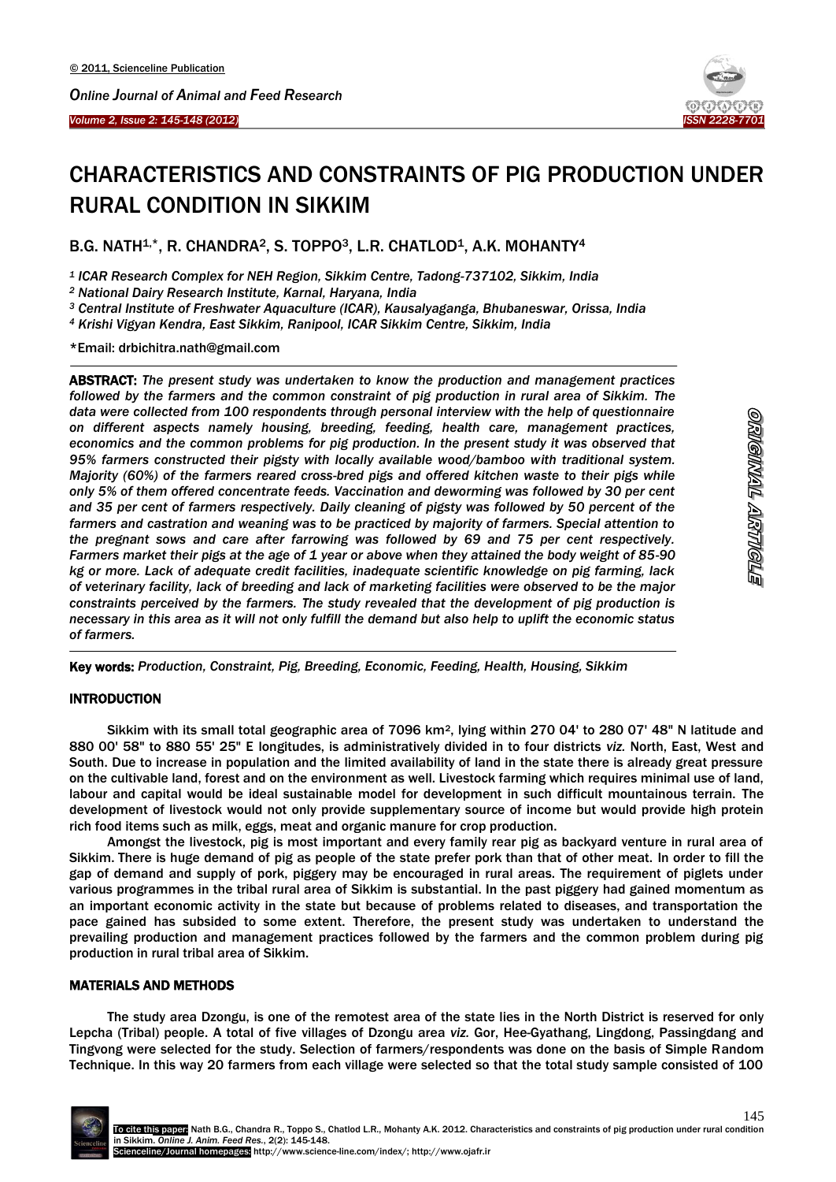# CHARACTERISTICS AND CONSTRAINTS OF PIG PRODUCTION UNDER RURAL CONDITION IN SIKKIM

**B.G. NATH[1,*], R. CHANDRA[2], S. TOPPO[3], L.R. CHATLOD[1], A.K. MOHANTY[4]**

*[1] ICAR Research Complex for NEH Region, Sikkim Centre, Tadong-737102, Sikkim, India*

*[2] National Dairy Research Institute, Karnal, Haryana, India*

*[3] Central Institute of Freshwater Aquaculture (ICAR), Kausalyaganga, Bhubaneswar, Orissa, India*

*[4] Krishi Vigyan Kendra, East Sikkim, Ranipool, ICAR Sikkim Centre, Sikkim, India*

*Email: drbichitra.nath@gmail.com

**ABSTRACT:** *The present study was undertaken to know the production and management practices followed by the farmers and the common constraint of pig production in rural area of Sikkim. The data were collected from 100 respondents through personal interview with the help of questionnaire on different aspects namely housing, breeding, feeding, health care, management practices, economics and the common problems for pig production. In the present study it was observed that 95% farmers constructed their pigsty with locally available wood/bamboo with traditional system. Majority (60%) of the farmers reared cross-bred pigs and offered kitchen waste to their pigs while only 5% of them offered concentrate feeds. Vaccination and deworming was followed by 30 per cent and 35 per cent of farmers respectively. Daily cleaning of pigsty was followed by 50 percent of the farmers and castration and weaning was to be practiced by majority of farmers. Special attention to the pregnant sows and care after farrowing was followed by 69 and 75 per cent respectively. Farmers market their pigs at the age of 1 year or above when they attained the body weight of 85-90 kg or more. Lack of adequate credit facilities, inadequate scientific knowledge on pig farming, lack of veterinary facility, lack of breeding and lack of marketing facilities were observed to be the major constraints perceived by the farmers. The study revealed that the development of pig production is necessary in this area as it will not only fulfill the demand but also help to uplift the economic status of farmers.*

**Key words:** *Production, Constraint, Pig, Breeding, Economic, Feeding, Health, Housing, Sikkim*

ORIGINAL ARTICLE

## INTRODUCTION

Sikkim with its small total geographic area of 7096 km², lying within 270 04' to 280 07' 48" N latitude and 880 00' 58" to 880 55' 25" E longitudes, is administratively divided in to four districts *viz.* North, East, West and South. Due to increase in population and the limited availability of land in the state there is already great pressure on the cultivable land, forest and on the environment as well. Livestock farming which requires minimal use of land, labour and capital would be ideal sustainable model for development in such difficult mountainous terrain. The development of livestock would not only provide supplementary source of income but would provide high protein rich food items such as milk, eggs, meat and organic manure for crop production.

Amongst the livestock, pig is most important and every family rear pig as backyard venture in rural area of Sikkim. There is huge demand of pig as people of the state prefer pork than that of other meat. In order to fill the gap of demand and supply of pork, piggery may be encouraged in rural areas. The requirement of piglets under various programmes in the tribal rural area of Sikkim is substantial. In the past piggery had gained momentum as an important economic activity in the state but because of problems related to diseases, and transportation the pace gained has subsided to some extent. Therefore, the present study was undertaken to understand the prevailing production and management practices followed by the farmers and the common problem during pig production in rural tribal area of Sikkim.

## MATERIALS AND METHODS

The study area Dzongu, is one of the remotest area of the state lies in the North District is reserved for only Lepcha (Tribal) people. A total of five villages of Dzongu area *viz.* Gor, Hee-Gyathang, Lingdong, Passingdang and Tingvong were selected for the study. Selection of farmers/respondents was done on the basis of Simple Random Technique. In this way 20 farmers from each village were selected so that the total study sample consisted of 100

To cite this paper: Nath B.G., Chandra R., Toppo S., Chatlod L.R., Mohanty A.K. 2012. Characteristics and constraints of pig production under rural condition in Sikkim. *Online J. Anim. Feed Res.*, 2(2): 145-148.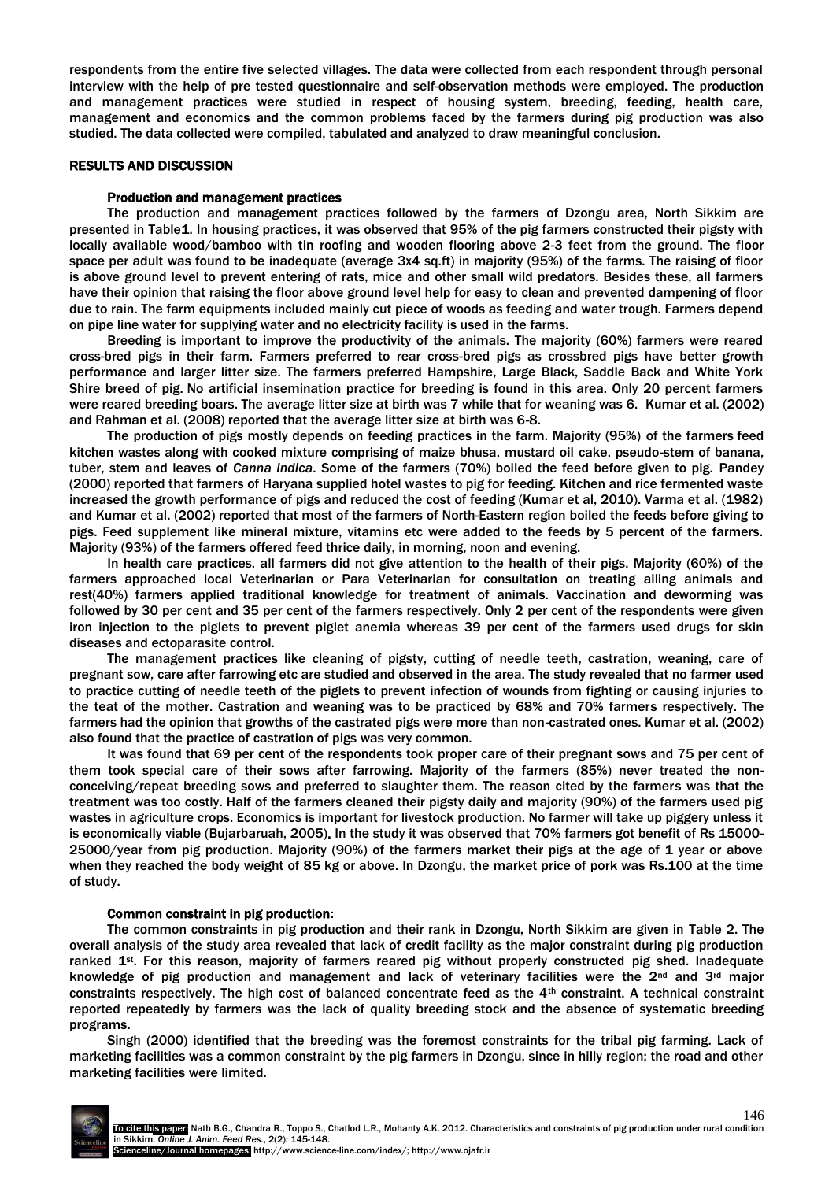respondents from the entire five selected villages. The data were collected from each respondent through personal interview with the help of pre tested questionnaire and self-observation methods were employed. The production and management practices were studied in respect of housing system, breeding, feeding, health care, management and economics and the common problems faced by the farmers during pig production was also studied. The data collected were compiled, tabulated and analyzed to draw meaningful conclusion.

## RESULTS AND DISCUSSION

### Production and management practices

The production and management practices followed by the farmers of Dzongu area, North Sikkim are presented in Table1. In housing practices, it was observed that 95% of the pig farmers constructed their pigsty with locally available wood/bamboo with tin roofing and wooden flooring above 2-3 feet from the ground. The floor space per adult was found to be inadequate (average 3x4 sq.ft) in majority (95%) of the farms. The raising of floor is above ground level to prevent entering of rats, mice and other small wild predators. Besides these, all farmers have their opinion that raising the floor above ground level help for easy to clean and prevented dampening of floor due to rain. The farm equipments included mainly cut piece of woods as feeding and water trough. Farmers depend on pipe line water for supplying water and no electricity facility is used in the farms.

Breeding is important to improve the productivity of the animals. The majority (60%) farmers were reared cross-bred pigs in their farm. Farmers preferred to rear cross-bred pigs as crossbred pigs have better growth performance and larger litter size. The farmers preferred Hampshire, Large Black, Saddle Back and White York Shire breed of pig. No artificial insemination practice for breeding is found in this area. Only 20 percent farmers were reared breeding boars. The average litter size at birth was 7 while that for weaning was 6. Kumar et al. (2002) and Rahman et al. (2008) reported that the average litter size at birth was 6-8.

The production of pigs mostly depends on feeding practices in the farm. Majority (95%) of the farmers feed kitchen wastes along with cooked mixture comprising of maize bhusa, mustard oil cake, pseudo-stem of banana, tuber, stem and leaves of *Canna indica*. Some of the farmers (70%) boiled the feed before given to pig. Pandey (2000) reported that farmers of Haryana supplied hotel wastes to pig for feeding. Kitchen and rice fermented waste increased the growth performance of pigs and reduced the cost of feeding (Kumar et al, 2010). Varma et al. (1982) and Kumar et al. (2002) reported that most of the farmers of North-Eastern region boiled the feeds before giving to pigs. Feed supplement like mineral mixture, vitamins etc were added to the feeds by 5 percent of the farmers. Majority (93%) of the farmers offered feed thrice daily, in morning, noon and evening.

In health care practices, all farmers did not give attention to the health of their pigs. Majority (60%) of the farmers approached local Veterinarian or Para Veterinarian for consultation on treating ailing animals and rest(40%) farmers applied traditional knowledge for treatment of animals. Vaccination and deworming was followed by 30 per cent and 35 per cent of the farmers respectively. Only 2 per cent of the respondents were given iron injection to the piglets to prevent piglet anemia whereas 39 per cent of the farmers used drugs for skin diseases and ectoparasite control.

The management practices like cleaning of pigsty, cutting of needle teeth, castration, weaning, care of pregnant sow, care after farrowing etc are studied and observed in the area. The study revealed that no farmer used to practice cutting of needle teeth of the piglets to prevent infection of wounds from fighting or causing injuries to the teat of the mother. Castration and weaning was to be practiced by 68% and 70% farmers respectively. The farmers had the opinion that growths of the castrated pigs were more than non-castrated ones. Kumar et al. (2002) also found that the practice of castration of pigs was very common.

It was found that 69 per cent of the respondents took proper care of their pregnant sows and 75 per cent of them took special care of their sows after farrowing. Majority of the farmers (85%) never treated the non-conceiving/repeat breeding sows and preferred to slaughter them. The reason cited by the farmers was that the treatment was too costly. Half of the farmers cleaned their pigsty daily and majority (90%) of the farmers used pig wastes in agriculture crops. Economics is important for livestock production. No farmer will take up piggery unless it is economically viable (Bujarbaruah, 2005). In the study it was observed that 70% farmers got benefit of Rs 15000-25000/year from pig production. Majority (90%) of the farmers market their pigs at the age of 1 year or above when they reached the body weight of 85 kg or above. In Dzongu, the market price of pork was Rs.100 at the time of study.

### Common constraint in pig production:

The common constraints in pig production and their rank in Dzongu, North Sikkim are given in Table 2. The overall analysis of the study area revealed that lack of credit facility as the major constraint during pig production ranked 1st. For this reason, majority of farmers reared pig without properly constructed pig shed. Inadequate knowledge of pig production and management and lack of veterinary facilities were the 2nd and 3rd major constraints respectively. The high cost of balanced concentrate feed as the 4th constraint. A technical constraint reported repeatedly by farmers was the lack of quality breeding stock and the absence of systematic breeding programs.

Singh (2000) identified that the breeding was the foremost constraints for the tribal pig farming. Lack of marketing facilities was a common constraint by the pig farmers in Dzongu, since in hilly region; the road and other marketing facilities were limited.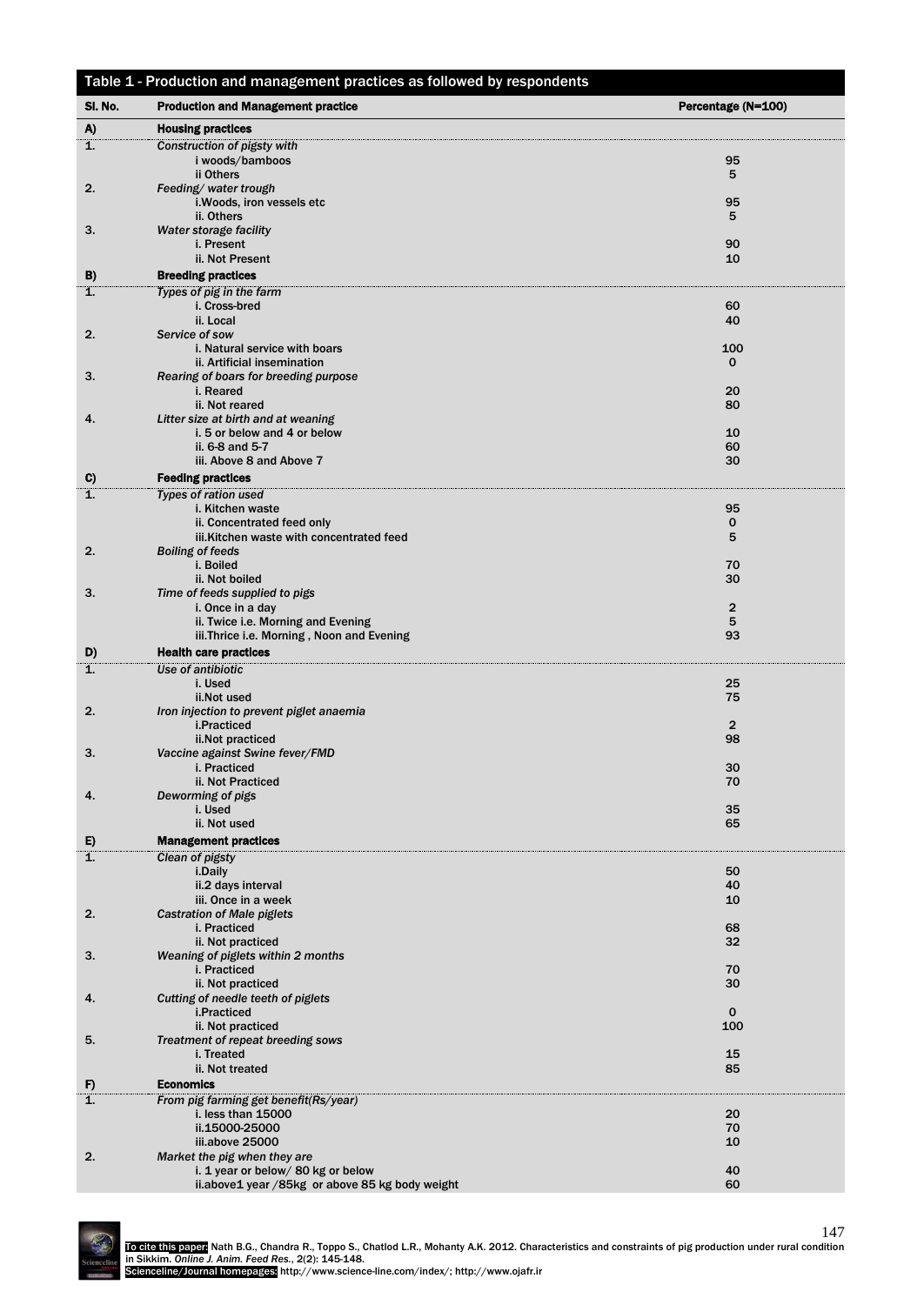Table 1 - Production and management practices as followed by respondents

| Sl. No. | Production and Management practice | Percentage (N=100) |
|---|---|---|
| **A)** | **Housing practices** | |
| 1. | *Construction of pigsty with* | |
| | i woods/bamboos | 95 |
| | ii Others | 5 |
| 2. | *Feeding/ water trough* | |
| | i.Woods, iron vessels etc | 95 |
| | ii. Others | 5 |
| 3. | *Water storage facility* | |
| | i. Present | 90 |
| | ii. Not Present | 10 |
| **B)** | **Breeding practices** | |
| 1. | *Types of pig in the farm* | |
| | i. Cross-bred | 60 |
| | ii. Local | 40 |
| 2. | *Service of sow* | |
| | i. Natural service with boars | 100 |
| | ii. Artificial insemination | 0 |
| 3. | *Rearing of boars for breeding purpose* | |
| | i. Reared | 20 |
| | ii. Not reared | 80 |
| 4. | *Litter size at birth and at weaning* | |
| | i. 5 or below and 4 or below | 10 |
| | ii. 6-8 and 5-7 | 60 |
| | iii. Above 8 and Above 7 | 30 |
| **C)** | **Feeding practices** | |
| 1. | *Types of ration used* | |
| | i. Kitchen waste | 95 |
| | ii. Concentrated feed only | 0 |
| | iii.Kitchen waste with concentrated feed | 5 |
| 2. | *Boiling of feeds* | |
| | i. Boiled | 70 |
| | ii. Not boiled | 30 |
| 3. | *Time of feeds supplied to pigs* | |
| | i. Once in a day | 2 |
| | ii. Twice i.e. Morning and Evening | 5 |
| | iii.Thrice i.e. Morning , Noon and Evening | 93 |
| **D)** | **Health care practices** | |
| 1. | *Use of antibiotic* | |
| | i. Used | 25 |
| | ii.Not used | 75 |
| 2. | *Iron injection to prevent piglet anaemia* | |
| | i.Practiced | 2 |
| | ii.Not practiced | 98 |
| 3. | *Vaccine against Swine fever/FMD* | |
| | i. Practiced | 30 |
| | ii. Not Practiced | 70 |
| 4. | *Deworming of pigs* | |
| | i. Used | 35 |
| | ii. Not used | 65 |
| **E)** | **Management practices** | |
| 1. | *Clean of pigsty* | |
| | i.Daily | 50 |
| | ii.2 days interval | 40 |
| | iii. Once in a week | 10 |
| 2. | *Castration of Male piglets* | |
| | i. Practiced | 68 |
| | ii. Not practiced | 32 |
| 3. | *Weaning of piglets within 2 months* | |
| | i. Practiced | 70 |
| | ii. Not practiced | 30 |
| 4. | *Cutting of needle teeth of piglets* | |
| | i.Practiced | 0 |
| | ii. Not practiced | 100 |
| 5. | *Treatment of repeat breeding sows* | |
| | i. Treated | 15 |
| | ii. Not treated | 85 |
| **F)** | **Economics** | |
| 1. | *From pig farming get benefit(Rs/year)* | |
| | i. less than 15000 | 20 |
| | ii.15000-25000 | 70 |
| | iii.above 25000 | 10 |
| 2. | *Market the pig when they are* | |
| | i. 1 year or below/ 80 kg or below | 40 |
| | ii.above1 year /85kg or above 85 kg body weight | 60 |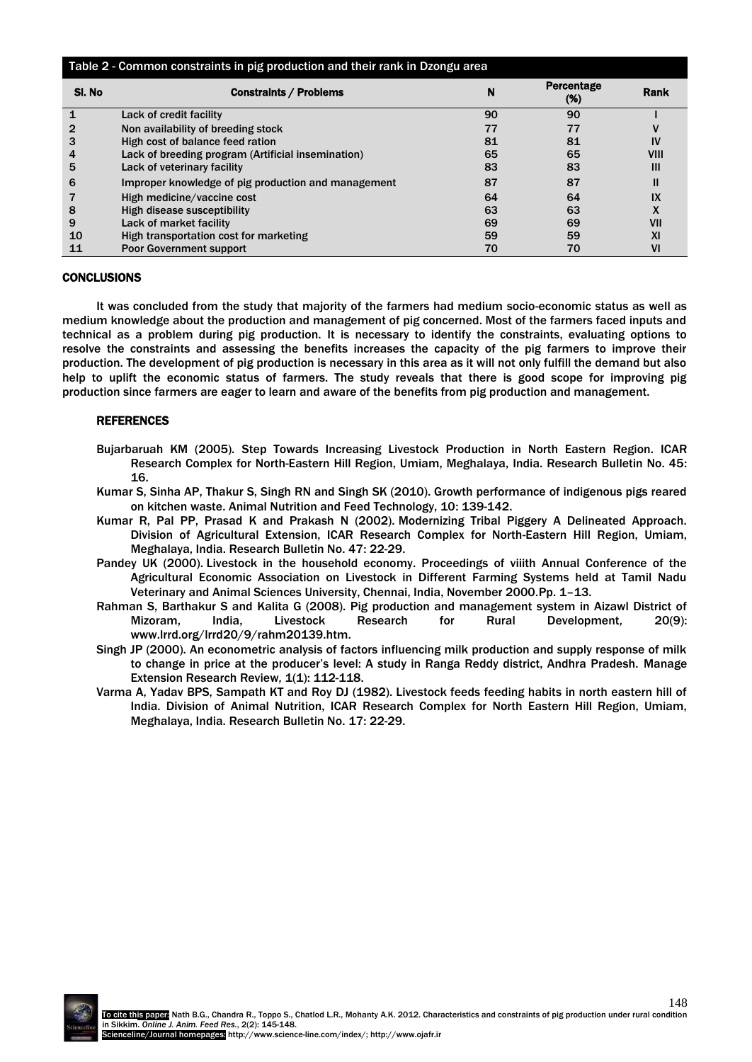Table 2 - Common constraints in pig production and their rank in Dzongu area

| Sl. No | Constraints / Problems | N | Percentage (%) | Rank |
|---|---|---|---|---|
| 1 | Lack of credit facility | 90 | 90 | I |
| 2 | Non availability of breeding stock | 77 | 77 | V |
| 3 | High cost of balance feed ration | 81 | 81 | IV |
| 4 | Lack of breeding program (Artificial insemination) | 65 | 65 | VIII |
| 5 | Lack of veterinary facility | 83 | 83 | III |
| 6 | Improper knowledge of pig production and management | 87 | 87 | II |
| 7 | High medicine/vaccine cost | 64 | 64 | IX |
| 8 | High disease susceptibility | 63 | 63 | X |
| 9 | Lack of market facility | 69 | 69 | VII |
| 10 | High transportation cost for marketing | 59 | 59 | XI |
| 11 | Poor Government support | 70 | 70 | VI |

## CONCLUSIONS

It was concluded from the study that majority of the farmers had medium socio-economic status as well as medium knowledge about the production and management of pig concerned. Most of the farmers faced inputs and technical as a problem during pig production. It is necessary to identify the constraints, evaluating options to resolve the constraints and assessing the benefits increases the capacity of the pig farmers to improve their production. The development of pig production is necessary in this area as it will not only fulfill the demand but also help to uplift the economic status of farmers. The study reveals that there is good scope for improving pig production since farmers are eager to learn and aware of the benefits from pig production and management.

## REFERENCES

Bujarbaruah KM (2005). Step Towards Increasing Livestock Production in North Eastern Region. ICAR Research Complex for North-Eastern Hill Region, Umiam, Meghalaya, India. Research Bulletin No. 45: 16.

Kumar S, Sinha AP, Thakur S, Singh RN and Singh SK (2010). Growth performance of indigenous pigs reared on kitchen waste. Animal Nutrition and Feed Technology, 10: 139-142.

Kumar R, Pal PP, Prasad K and Prakash N (2002). Modernizing Tribal Piggery A Delineated Approach. Division of Agricultural Extension, ICAR Research Complex for North-Eastern Hill Region, Umiam, Meghalaya, India. Research Bulletin No. 47: 22-29.

Pandey UK (2000). Livestock in the household economy. Proceedings of viiith Annual Conference of the Agricultural Economic Association on Livestock in Different Farming Systems held at Tamil Nadu Veterinary and Animal Sciences University, Chennai, India, November 2000.Pp. 1–13.

Rahman S, Barthakur S and Kalita G (2008). Pig production and management system in Aizawl District of Mizoram, India, Livestock Research for Rural Development, 20(9): www.lrrd.org/lrrd20/9/rahm20139.htm.

Singh JP (2000). An econometric analysis of factors influencing milk production and supply response of milk to change in price at the producer's level: A study in Ranga Reddy district, Andhra Pradesh. Manage Extension Research Review, 1(1): 112-118.

Varma A, Yadav BPS, Sampath KT and Roy DJ (1982). Livestock feeds feeding habits in north eastern hill of India. Division of Animal Nutrition, ICAR Research Complex for North Eastern Hill Region, Umiam, Meghalaya, India. Research Bulletin No. 17: 22-29.